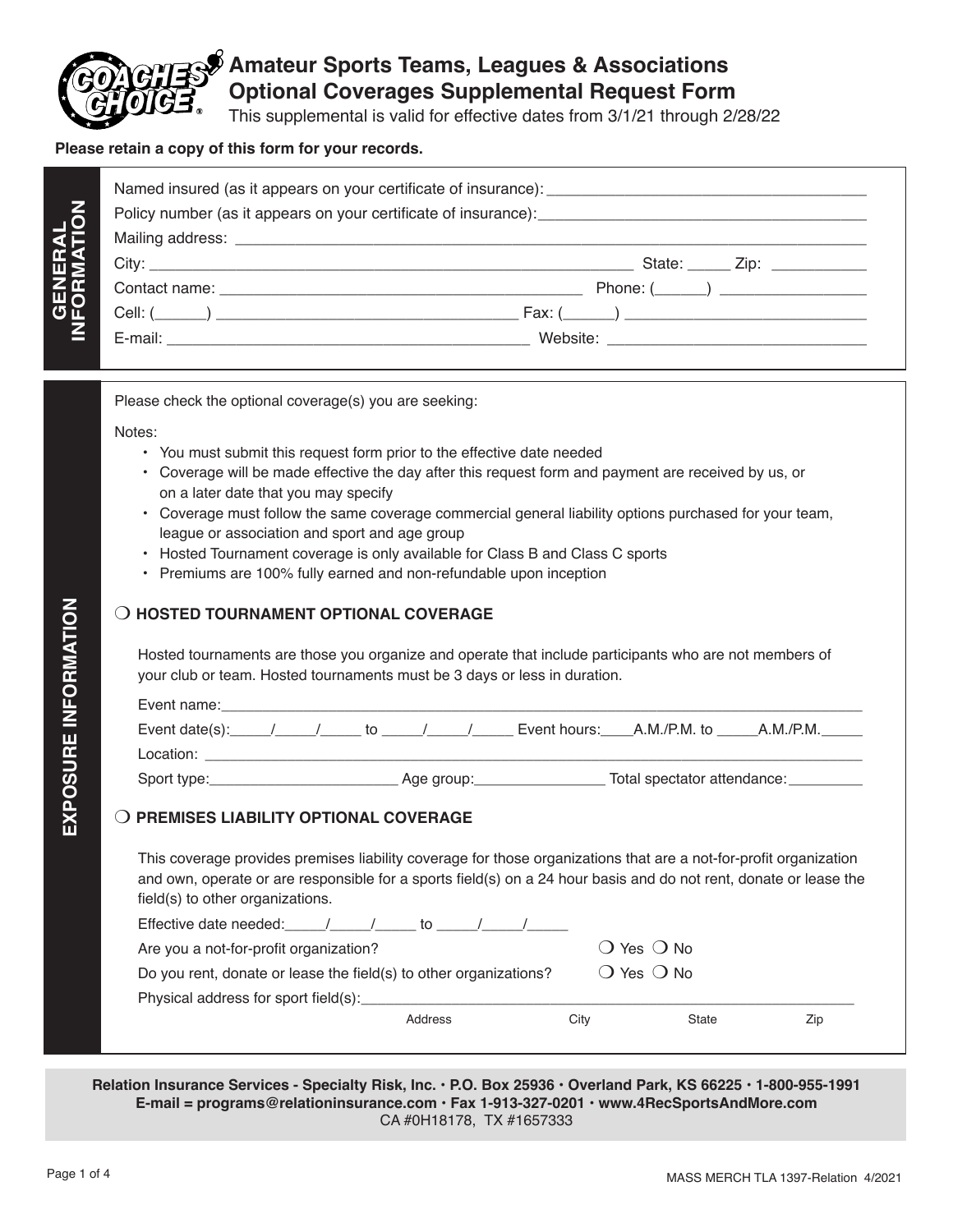# Amateur Sports Teams, Leagues & Associations Optional Coverages Supplemental Request Form

This supplemental is valid for effective dates from 3/1/21 through 2/28/22

**Please retain a copy of this form for your records.**

## GENERAL INFORMATION

Named insured (as it appears on your certificate of insurance): ______________________________

Policy number (as it appears on your certificate of insurance): ______________________________

Mailing address: ______________________________

City: ______________________________ State: _____ Zip: ___________

Contact name: ______________________________ Phone: (______) ________________

Cell: (______) ______________________________ Fax: (______) ______________________________

E-mail: ______________________________ Website: ______________________________

## EXPOSURE INFORMATION

Please check the optional coverage(s) you are seeking:

Notes:

- You must submit this request form prior to the effective date needed
- Coverage will be made effective the day after this request form and payment are received by us, or on a later date that you may specify
- Coverage must follow the same coverage commercial general liability options purchased for your team, league or association and sport and age group
- Hosted Tournament coverage is only available for Class B and Class C sports
- Premiums are 100% fully earned and non-refundable upon inception

### ❍ HOSTED TOURNAMENT OPTIONAL COVERAGE

Hosted tournaments are those you organize and operate that include participants who are not members of your club or team. Hosted tournaments must be 3 days or less in duration.

Event name: ______________________________

Event date(s): _____/_____/_____ to _____/_____/_____ Event hours: ____A.M./P.M. to _____A.M./P.M._____

Location: ______________________________

Sport type: ________________________ Age group: ________________ Total spectator attendance: _________

### ❍ PREMISES LIABILITY OPTIONAL COVERAGE

This coverage provides premises liability coverage for those organizations that are a not-for-profit organization and own, operate or are responsible for a sports field(s) on a 24 hour basis and do not rent, donate or lease the field(s) to other organizations.

Effective date needed: _____/_____/_____ to _____/_____/_____

Are you a not-for-profit organization? ❍ Yes ❍ No

Do you rent, donate or lease the field(s) to other organizations? ❍ Yes ❍ No

Physical address for sport field(s): ______________________________

Address City State Zip

**Relation Insurance Services - Specialty Risk, Inc. • P.O. Box 25936 • Overland Park, KS 66225 • 1-800-955-1991**
**E-mail = programs@relationinsurance.com • Fax 1-913-327-0201 • www.4RecSportsAndMore.com**
CA #0H18178, TX #1657333

MASS MERCH TLA 1397-Relation 4/2021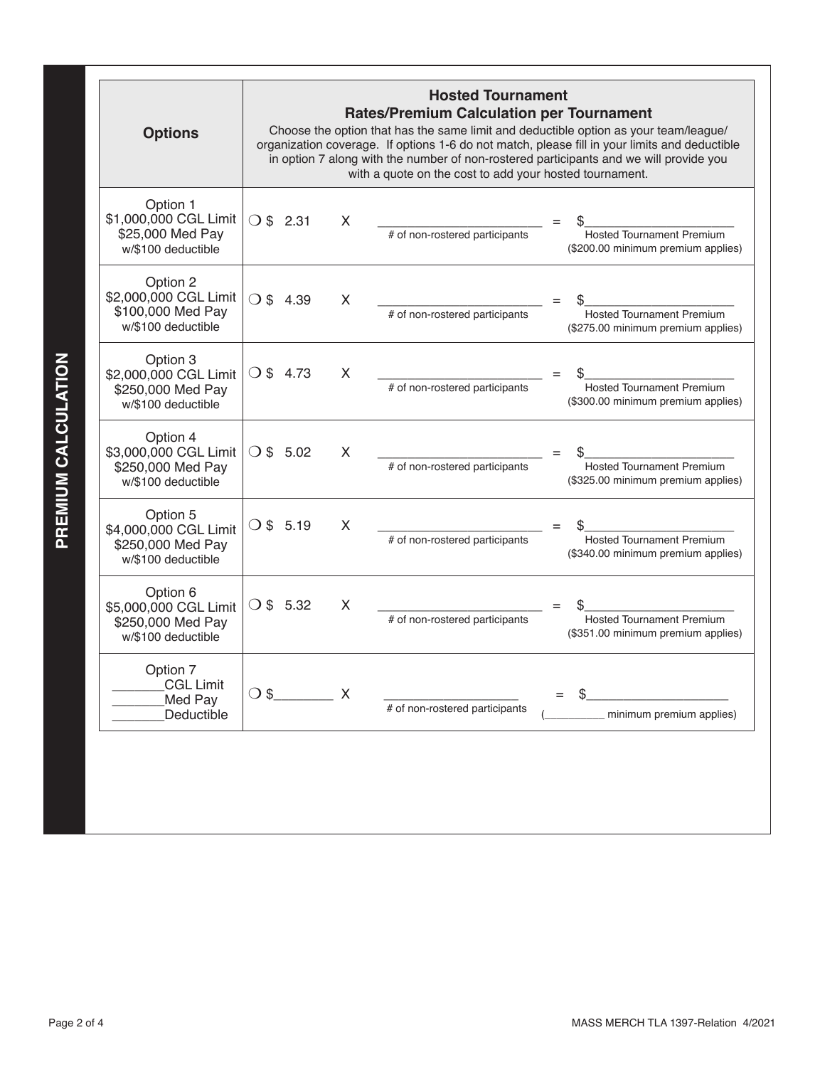## PREMIUM CALCULATION

| Options | Hosted Tournament Rates/Premium Calculation per Tournament<br>Choose the option that has the same limit and deductible option as your team/league/organization coverage. If options 1-6 do not match, please fill in your limits and deductible in option 7 along with the number of non-rostered participants and we will provide you with a quote on the cost to add your hosted tournament. |
|---|---|
| Option 1<br>$1,000,000 CGL Limit<br>$25,000 Med Pay<br>w/$100 deductible | ❍ $ 2.31 X ______________________ (# of non-rostered participants) = $______________________ Hosted Tournament Premium ($200.00 minimum premium applies) |
| Option 2<br>$2,000,000 CGL Limit<br>$100,000 Med Pay<br>w/$100 deductible | ❍ $ 4.39 X ______________________ (# of non-rostered participants) = $______________________ Hosted Tournament Premium ($275.00 minimum premium applies) |
| Option 3<br>$2,000,000 CGL Limit<br>$250,000 Med Pay<br>w/$100 deductible | ❍ $ 4.73 X ______________________ (# of non-rostered participants) = $______________________ Hosted Tournament Premium ($300.00 minimum premium applies) |
| Option 4<br>$3,000,000 CGL Limit<br>$250,000 Med Pay<br>w/$100 deductible | ❍ $ 5.02 X ______________________ (# of non-rostered participants) = $______________________ Hosted Tournament Premium ($325.00 minimum premium applies) |
| Option 5<br>$4,000,000 CGL Limit<br>$250,000 Med Pay<br>w/$100 deductible | ❍ $ 5.19 X ______________________ (# of non-rostered participants) = $______________________ Hosted Tournament Premium ($340.00 minimum premium applies) |
| Option 6<br>$5,000,000 CGL Limit<br>$250,000 Med Pay<br>w/$100 deductible | ❍ $ 5.32 X ______________________ (# of non-rostered participants) = $______________________ Hosted Tournament Premium ($351.00 minimum premium applies) |
| Option 7<br>_______CGL Limit<br>_______Med Pay<br>_______Deductible | ❍ $________ X ______________________ (# of non-rostered participants) = $______________________ (__________ minimum premium applies) |

MASS MERCH TLA 1397-Relation 4/2021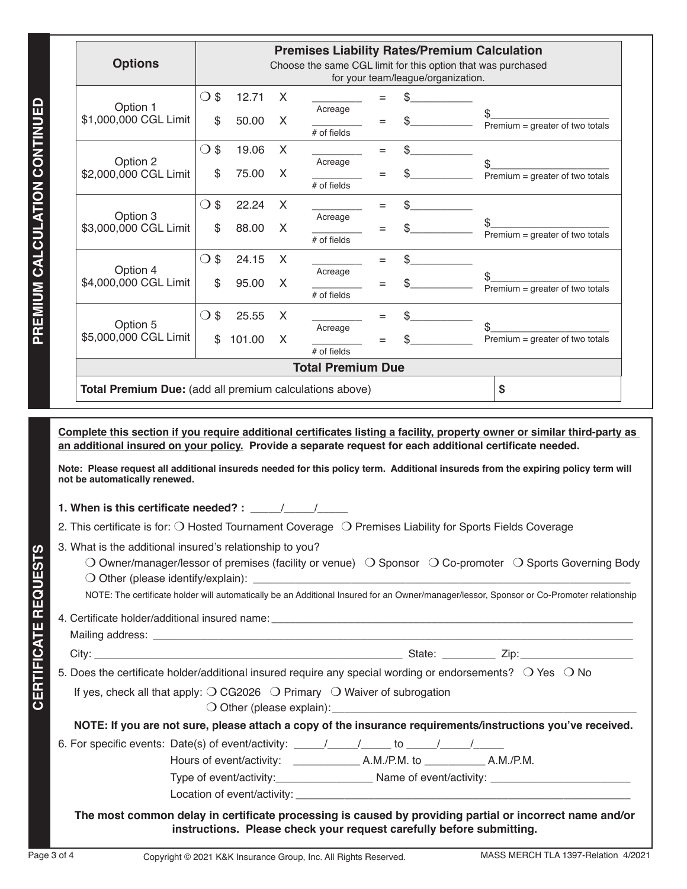## PREMIUM CALCULATION CONTINUED

| Options | Premises Liability Rates/Premium Calculation<br>Choose the same CGL limit for this option that was purchased for your team/league/organization. | | | | | |
|---|---|---|---|---|---|---|
| Option 1<br>$1,000,000 CGL Limit | ❍ $ 12.71 | X | ________ Acreage | = | $__________ | $____________________<br>Premium = greater of two totals |
| | $ 50.00 | X | ________ # of fields | = | $__________ | |
| Option 2<br>$2,000,000 CGL Limit | ❍ $ 19.06 | X | ________ Acreage | = | $__________ | $____________________<br>Premium = greater of two totals |
| | $ 75.00 | X | ________ # of fields | = | $__________ | |
| Option 3<br>$3,000,000 CGL Limit | ❍ $ 22.24 | X | ________ Acreage | = | $__________ | $____________________<br>Premium = greater of two totals |
| | $ 88.00 | X | ________ # of fields | = | $__________ | |
| Option 4<br>$4,000,000 CGL Limit | ❍ $ 24.15 | X | ________ Acreage | = | $__________ | $____________________<br>Premium = greater of two totals |
| | $ 95.00 | X | ________ # of fields | = | $__________ | |
| Option 5<br>$5,000,000 CGL Limit | ❍ $ 25.55 | X | ________ Acreage | = | $__________ | $____________________<br>Premium = greater of two totals |
| | $ 101.00 | X | ________ # of fields | = | $__________ | |

| Total Premium Due | |
|---|---|
| **Total Premium Due:** (add all premium calculations above) | **$** |

## CERTIFICATE REQUESTS

**Complete this section if you require additional certificates listing a facility, property owner or similar third-party as an additional insured on your policy. Provide a separate request for each additional certificate needed.**

**Note: Please request all additional insureds needed for this policy term. Additional insureds from the expiring policy term will not be automatically renewed.**

**1. When is this certificate needed? :** _____/_____/_____

2. This certificate is for: ❍ Hosted Tournament Coverage ❍ Premises Liability for Sports Fields Coverage

3. What is the additional insured's relationship to you?

❍ Owner/manager/lessor of premises (facility or venue) ❍ Sponsor ❍ Co-promoter ❍ Sports Governing Body
❍ Other (please identify/explain): ____________________________________________

NOTE: The certificate holder will automatically be an Additional Insured for an Owner/manager/lessor, Sponsor or Co-Promoter relationship

4. Certificate holder/additional insured name: ____________________________________________

Mailing address: ____________________________________________

City: ______________________________ State: _________ Zip: __________________

5. Does the certificate holder/additional insured require any special wording or endorsements? ❍ Yes ❍ No

If yes, check all that apply: ❍ CG2026 ❍ Primary ❍ Waiver of subrogation
❍ Other (please explain): ____________________________________________

**NOTE: If you are not sure, please attach a copy of the insurance requirements/instructions you've received.**

6. For specific events: Date(s) of event/activity: _____/_____/_____ to _____/_____/_____

Hours of event/activity: __________ A.M./P.M. to __________ A.M./P.M.

Type of event/activity: ________________ Name of event/activity: ________________________

Location of event/activity: ____________________________________________

**The most common delay in certificate processing is caused by providing partial or incorrect name and/or instructions. Please check your request carefully before submitting.**

Copyright © 2021 K&K Insurance Group, Inc. All Rights Reserved.

MASS MERCH TLA 1397-Relation 4/2021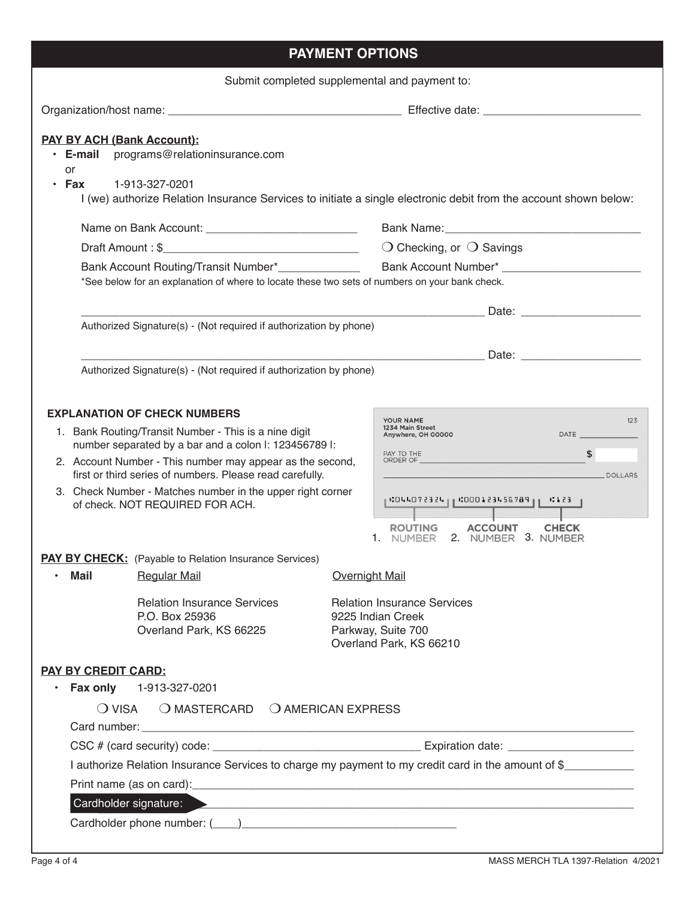## PAYMENT OPTIONS

Submit completed supplemental and payment to:

Organization/host name: ____________________________________ Effective date: ________________________

**PAY BY ACH (Bank Account):**

- **E-mail** programs@relationinsurance.com

  or

- **Fax** 1-913-327-0201

  I (we) authorize Relation Insurance Services to initiate a single electronic debit from the account shown below:

  Name on Bank Account: ________________________ Bank Name: _______________________________

  Draft Amount : $_______________________________ ❍ Checking, or ❍ Savings

  Bank Account Routing/Transit Number*_____________ Bank Account Number* ______________________

  *See below for an explanation of where to locate these two sets of numbers on your bank check.

  _________________________________________________________________ Date: ___________________

  Authorized Signature(s) - (Not required if authorization by phone)

  _________________________________________________________________ Date: ___________________

  Authorized Signature(s) - (Not required if authorization by phone)

**EXPLANATION OF CHECK NUMBERS**

1. Bank Routing/Transit Number - This is a nine digit number separated by a bar and a colon |: 123456789 |:
2. Account Number - This number may appear as the second, first or third series of numbers. Please read carefully.
3. Check Number - Matches number in the upper right corner of check. NOT REQUIRED FOR ACH.

YOUR NAME
1234 Main Street
Anywhere, OH 00000
123
DATE
PAY TO THE ORDER OF
$
DOLLARS
1. ROUTING NUMBER 2. ACCOUNT NUMBER 3. CHECK NUMBER

**PAY BY CHECK:** (Payable to Relation Insurance Services)

- **Mail**

| Regular Mail | Overnight Mail |
|---|---|
| Relation Insurance Services<br>P.O. Box 25936<br>Overland Park, KS 66225 | Relation Insurance Services<br>9225 Indian Creek<br>Parkway, Suite 700<br>Overland Park, KS 66210 |

**PAY BY CREDIT CARD:**

- **Fax only** 1-913-327-0201

  ❍ VISA ❍ MASTERCARD ❍ AMERICAN EXPRESS

  Card number: _______________________________________________________________________________

  CSC # (card security) code: _________________________________ Expiration date: ____________________

  I authorize Relation Insurance Services to charge my payment to my credit card in the amount of $___________

  Print name (as on card):____________________________________________________________________

  Cardholder signature: ______________________________________________________________________

  Cardholder phone number: (____)__________________________________

MASS MERCH TLA 1397-Relation 4/2021